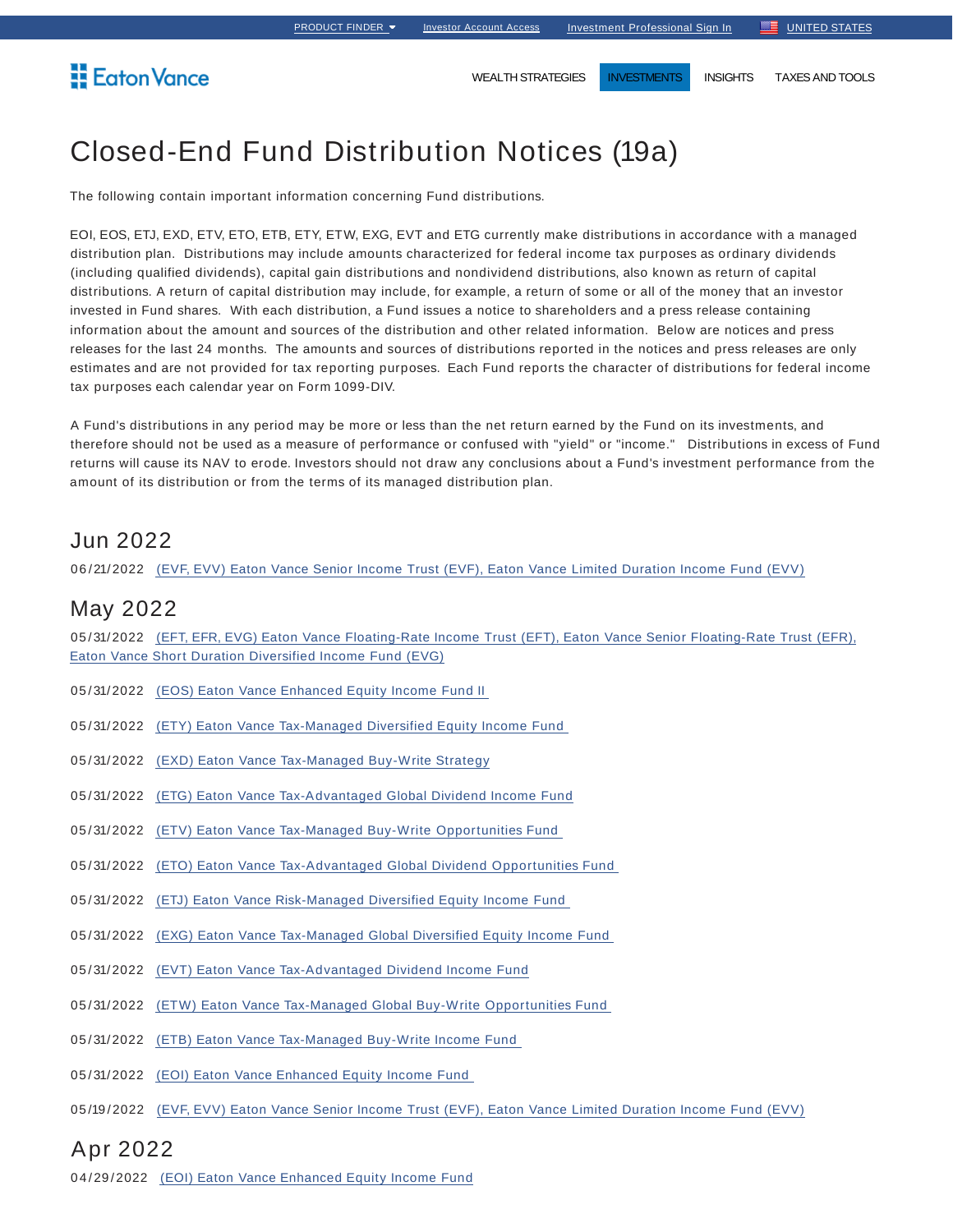PRODUCT FINDER | Investor Account Access | Investment Professional Sign In | UNITED STATES

Eaton Vance

WEALTH STRATEGIES | INVESTMENTS | INSIGHTS | TAXES AND TOOLS

# Closed-End Fund Distribution Notices (19a)

The following contain important information concerning Fund distributions.

EOI, EOS, ETJ, EXD, ETV, ETO, ETB, ETY, ETW, EXG, EVT and ETG currently make distributions in accordance with a managed distribution plan. Distributions may include amounts characterized for federal income tax purposes as ordinary dividends (including qualified dividends), capital gain distributions and nondividend distributions, also known as return of capital distributions. A return of capital distribution may include, for example, a return of some or all of the money that an investor invested in Fund shares. With each distribution, a Fund issues a notice to shareholders and a press release containing information about the amount and sources of the distribution and other related information. Below are notices and press releases for the last 24 months. The amounts and sources of distributions reported in the notices and press releases are only estimates and are not provided for tax reporting purposes. Each Fund reports the character of distributions for federal income tax purposes each calendar year on Form 1099-DIV.

A Fund's distributions in any period may be more or less than the net return earned by the Fund on its investments, and therefore should not be used as a measure of performance or confused with "yield" or "income." Distributions in excess of Fund returns will cause its NAV to erode. Investors should not draw any conclusions about a Fund's investment performance from the amount of its distribution or from the terms of its managed distribution plan.

## Jun 2022

06/21/2022 (EVF, EVV) Eaton Vance Senior Income Trust (EVF), Eaton Vance Limited Duration Income Fund (EVV)

## May 2022

05/31/2022 (EFT, EFR, EVG) Eaton Vance Floating-Rate Income Trust (EFT), Eaton Vance Senior Floating-Rate Trust (EFR), Eaton Vance Short Duration Diversified Income Fund (EVG)

05/31/2022 (EOS) Eaton Vance Enhanced Equity Income Fund II

05/31/2022 (ETY) Eaton Vance Tax-Managed Diversified Equity Income Fund

05/31/2022 (EXD) Eaton Vance Tax-Managed Buy-Write Strategy

05/31/2022 (ETG) Eaton Vance Tax-Advantaged Global Dividend Income Fund

05/31/2022 (ETV) Eaton Vance Tax-Managed Buy-Write Opportunities Fund

05/31/2022 (ETO) Eaton Vance Tax-Advantaged Global Dividend Opportunities Fund

05/31/2022 (ETJ) Eaton Vance Risk-Managed Diversified Equity Income Fund

05/31/2022 (EXG) Eaton Vance Tax-Managed Global Diversified Equity Income Fund

05/31/2022 (EVT) Eaton Vance Tax-Advantaged Dividend Income Fund

05/31/2022 (ETW) Eaton Vance Tax-Managed Global Buy-Write Opportunities Fund

05/31/2022 (ETB) Eaton Vance Tax-Managed Buy-Write Income Fund

05/31/2022 (EOI) Eaton Vance Enhanced Equity Income Fund

05/19/2022 (EVF, EVV) Eaton Vance Senior Income Trust (EVF), Eaton Vance Limited Duration Income Fund (EVV)

## Apr 2022

04/29/2022 (EOI) Eaton Vance Enhanced Equity Income Fund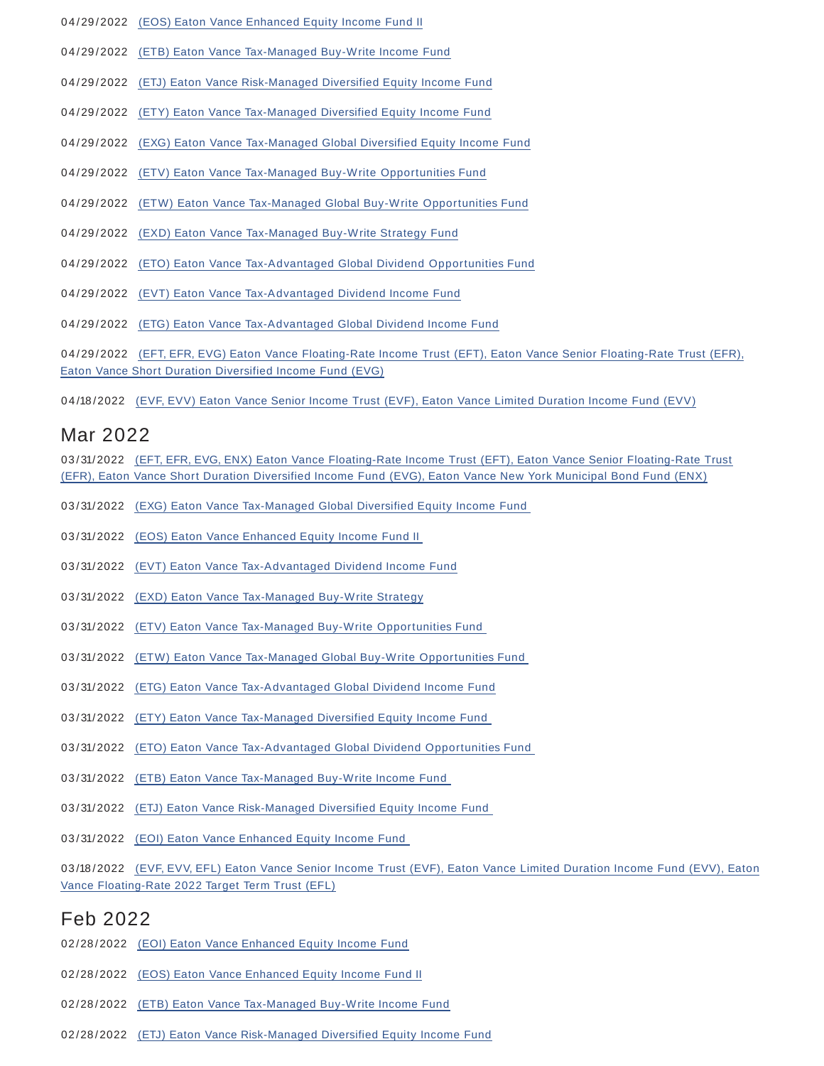04/29/2022 (EOS) Eaton Vance Enhanced Equity Income Fund II

04/29/2022 (ETB) Eaton Vance Tax-Managed Buy-Write Income Fund

04/29/2022 (ETJ) Eaton Vance Risk-Managed Diversified Equity Income Fund

04/29/2022 (ETY) Eaton Vance Tax-Managed Diversified Equity Income Fund

04/29/2022 (EXG) Eaton Vance Tax-Managed Global Diversified Equity Income Fund

04/29/2022 (ETV) Eaton Vance Tax-Managed Buy-Write Opportunities Fund

04/29/2022 (ETW) Eaton Vance Tax-Managed Global Buy-Write Opportunities Fund

04/29/2022 (EXD) Eaton Vance Tax-Managed Buy-Write Strategy Fund

04/29/2022 (ETO) Eaton Vance Tax-Advantaged Global Dividend Opportunities Fund

04/29/2022 (EVT) Eaton Vance Tax-Advantaged Dividend Income Fund

04/29/2022 (ETG) Eaton Vance Tax-Advantaged Global Dividend Income Fund

04/29/2022 (EFT, EFR, EVG) Eaton Vance Floating-Rate Income Trust (EFT), Eaton Vance Senior Floating-Rate Trust (EFR), Eaton Vance Short Duration Diversified Income Fund (EVG)

04/18/2022 (EVF, EVV) Eaton Vance Senior Income Trust (EVF), Eaton Vance Limited Duration Income Fund (EVV)

## Mar 2022

03/31/2022 (EFT, EFR, EVG, ENX) Eaton Vance Floating-Rate Income Trust (EFT), Eaton Vance Senior Floating-Rate Trust (EFR), Eaton Vance Short Duration Diversified Income Fund (EVG), Eaton Vance New York Municipal Bond Fund (ENX)

03/31/2022 (EXG) Eaton Vance Tax-Managed Global Diversified Equity Income Fund

03/31/2022 (EOS) Eaton Vance Enhanced Equity Income Fund II

03/31/2022 (EVT) Eaton Vance Tax-Advantaged Dividend Income Fund

03/31/2022 (EXD) Eaton Vance Tax-Managed Buy-Write Strategy

03/31/2022 (ETV) Eaton Vance Tax-Managed Buy-Write Opportunities Fund

03/31/2022 (ETW) Eaton Vance Tax-Managed Global Buy-Write Opportunities Fund

03/31/2022 (ETG) Eaton Vance Tax-Advantaged Global Dividend Income Fund

03/31/2022 (ETY) Eaton Vance Tax-Managed Diversified Equity Income Fund

03/31/2022 (ETO) Eaton Vance Tax-Advantaged Global Dividend Opportunities Fund

03/31/2022 (ETB) Eaton Vance Tax-Managed Buy-Write Income Fund

03/31/2022 (ETJ) Eaton Vance Risk-Managed Diversified Equity Income Fund

03/31/2022 (EOI) Eaton Vance Enhanced Equity Income Fund

03/18/2022 (EVF, EVV, EFL) Eaton Vance Senior Income Trust (EVF), Eaton Vance Limited Duration Income Fund (EVV), Eaton Vance Floating-Rate 2022 Target Term Trust (EFL)

## Feb 2022

02/28/2022 (EOI) Eaton Vance Enhanced Equity Income Fund

02/28/2022 (EOS) Eaton Vance Enhanced Equity Income Fund II

02/28/2022 (ETB) Eaton Vance Tax-Managed Buy-Write Income Fund

02/28/2022 (ETJ) Eaton Vance Risk-Managed Diversified Equity Income Fund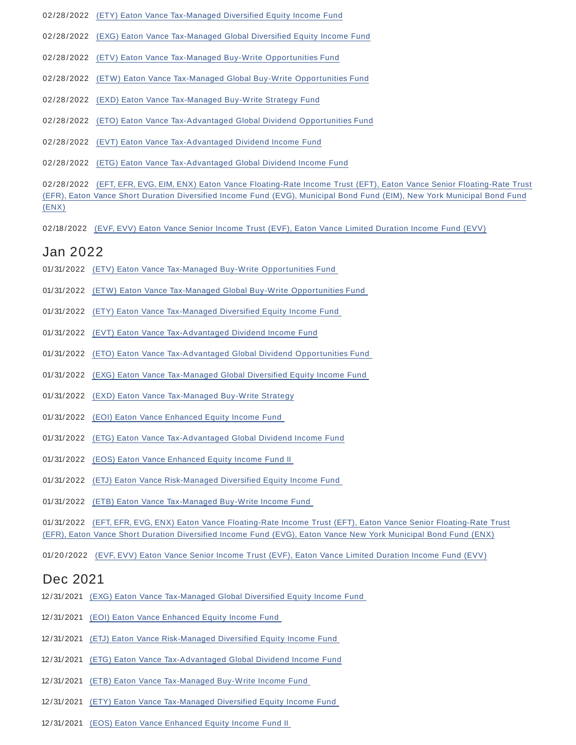02/28/2022 (ETY) Eaton Vance Tax-Managed Diversified Equity Income Fund

02/28/2022 (EXG) Eaton Vance Tax-Managed Global Diversified Equity Income Fund

02/28/2022 (ETV) Eaton Vance Tax-Managed Buy-Write Opportunities Fund

02/28/2022 (ETW) Eaton Vance Tax-Managed Global Buy-Write Opportunities Fund

02/28/2022 (EXD) Eaton Vance Tax-Managed Buy-Write Strategy Fund

02/28/2022 (ETO) Eaton Vance Tax-Advantaged Global Dividend Opportunities Fund

02/28/2022 (EVT) Eaton Vance Tax-Advantaged Dividend Income Fund

02/28/2022 (ETG) Eaton Vance Tax-Advantaged Global Dividend Income Fund

02/28/2022 (EFT, EFR, EVG, EIM, ENX) Eaton Vance Floating-Rate Income Trust (EFT), Eaton Vance Senior Floating-Rate Trust (EFR), Eaton Vance Short Duration Diversified Income Fund (EVG), Municipal Bond Fund (EIM), New York Municipal Bond Fund (ENX)

02/18/2022 (EVF, EVV) Eaton Vance Senior Income Trust (EVF), Eaton Vance Limited Duration Income Fund (EVV)

## Jan 2022

01/31/2022 (ETV) Eaton Vance Tax-Managed Buy-Write Opportunities Fund

01/31/2022 (ETW) Eaton Vance Tax-Managed Global Buy-Write Opportunities Fund

01/31/2022 (ETY) Eaton Vance Tax-Managed Diversified Equity Income Fund

01/31/2022 (EVT) Eaton Vance Tax-Advantaged Dividend Income Fund

01/31/2022 (ETO) Eaton Vance Tax-Advantaged Global Dividend Opportunities Fund

01/31/2022 (EXG) Eaton Vance Tax-Managed Global Diversified Equity Income Fund

01/31/2022 (EXD) Eaton Vance Tax-Managed Buy-Write Strategy

01/31/2022 (EOI) Eaton Vance Enhanced Equity Income Fund

01/31/2022 (ETG) Eaton Vance Tax-Advantaged Global Dividend Income Fund

01/31/2022 (EOS) Eaton Vance Enhanced Equity Income Fund II

01/31/2022 (ETJ) Eaton Vance Risk-Managed Diversified Equity Income Fund

01/31/2022 (ETB) Eaton Vance Tax-Managed Buy-Write Income Fund

01/31/2022 (EFT, EFR, EVG, ENX) Eaton Vance Floating-Rate Income Trust (EFT), Eaton Vance Senior Floating-Rate Trust (EFR), Eaton Vance Short Duration Diversified Income Fund (EVG), Eaton Vance New York Municipal Bond Fund (ENX)

01/20/2022 (EVF, EVV) Eaton Vance Senior Income Trust (EVF), Eaton Vance Limited Duration Income Fund (EVV)

## Dec 2021

12/31/2021 (EXG) Eaton Vance Tax-Managed Global Diversified Equity Income Fund

12/31/2021 (EOI) Eaton Vance Enhanced Equity Income Fund

12/31/2021 (ETJ) Eaton Vance Risk-Managed Diversified Equity Income Fund

12/31/2021 (ETG) Eaton Vance Tax-Advantaged Global Dividend Income Fund

12/31/2021 (ETB) Eaton Vance Tax-Managed Buy-Write Income Fund

12/31/2021 (ETY) Eaton Vance Tax-Managed Diversified Equity Income Fund

12/31/2021 (EOS) Eaton Vance Enhanced Equity Income Fund II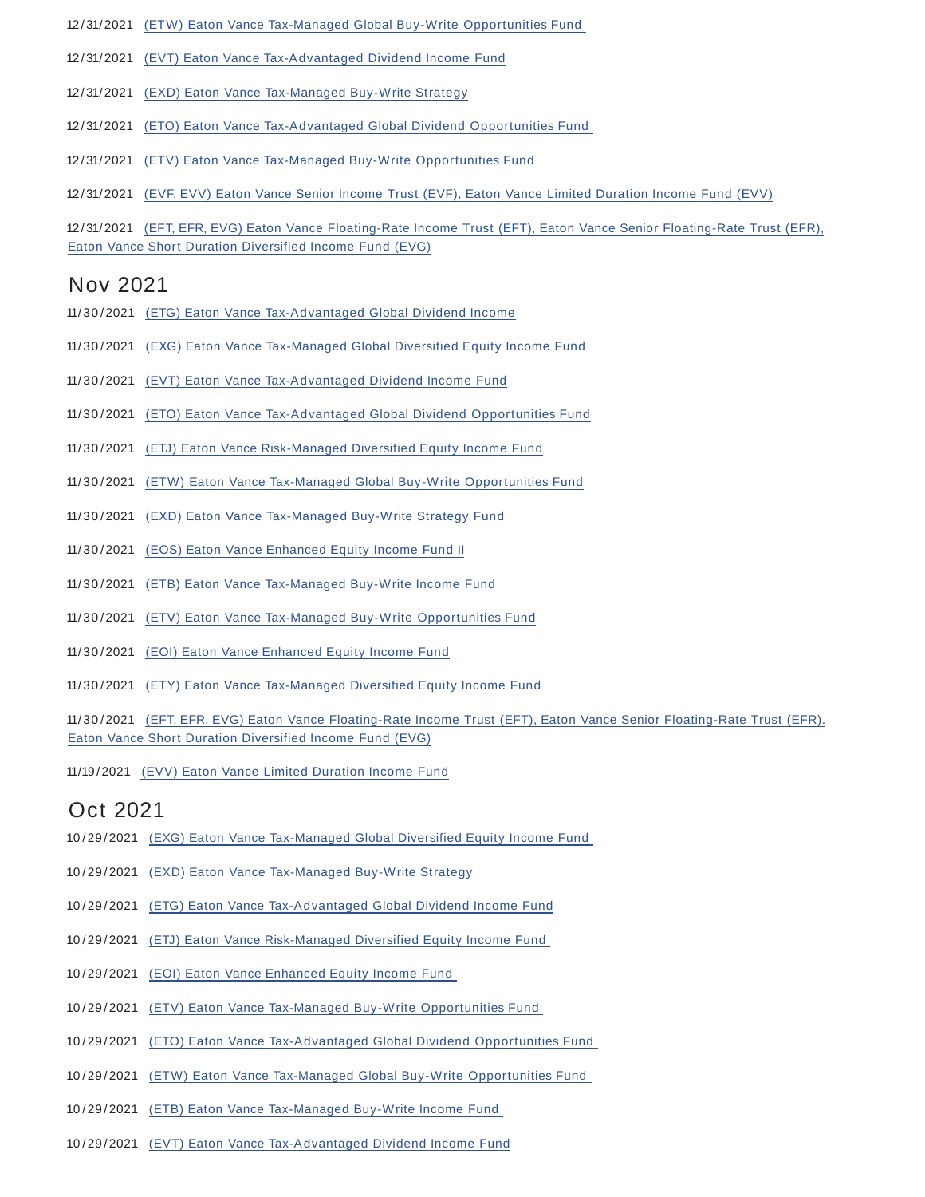12/31/2021 (ETW) Eaton Vance Tax-Managed Global Buy-Write Opportunities Fund

12/31/2021 (EVT) Eaton Vance Tax-Advantaged Dividend Income Fund

12/31/2021 (EXD) Eaton Vance Tax-Managed Buy-Write Strategy

12/31/2021 (ETO) Eaton Vance Tax-Advantaged Global Dividend Opportunities Fund

12/31/2021 (ETV) Eaton Vance Tax-Managed Buy-Write Opportunities Fund

12/31/2021 (EVF, EVV) Eaton Vance Senior Income Trust (EVF), Eaton Vance Limited Duration Income Fund (EVV)

12/31/2021 (EFT, EFR, EVG) Eaton Vance Floating-Rate Income Trust (EFT), Eaton Vance Senior Floating-Rate Trust (EFR), Eaton Vance Short Duration Diversified Income Fund (EVG)

## Nov 2021

11/30/2021 (ETG) Eaton Vance Tax-Advantaged Global Dividend Income

11/30/2021 (EXG) Eaton Vance Tax-Managed Global Diversified Equity Income Fund

11/30/2021 (EVT) Eaton Vance Tax-Advantaged Dividend Income Fund

11/30/2021 (ETO) Eaton Vance Tax-Advantaged Global Dividend Opportunities Fund

11/30/2021 (ETJ) Eaton Vance Risk-Managed Diversified Equity Income Fund

11/30/2021 (ETW) Eaton Vance Tax-Managed Global Buy-Write Opportunities Fund

11/30/2021 (EXD) Eaton Vance Tax-Managed Buy-Write Strategy Fund

11/30/2021 (EOS) Eaton Vance Enhanced Equity Income Fund II

11/30/2021 (ETB) Eaton Vance Tax-Managed Buy-Write Income Fund

11/30/2021 (ETV) Eaton Vance Tax-Managed Buy-Write Opportunities Fund

11/30/2021 (EOI) Eaton Vance Enhanced Equity Income Fund

11/30/2021 (ETY) Eaton Vance Tax-Managed Diversified Equity Income Fund

11/30/2021 (EFT, EFR, EVG) Eaton Vance Floating-Rate Income Trust (EFT), Eaton Vance Senior Floating-Rate Trust (EFR). Eaton Vance Short Duration Diversified Income Fund (EVG)

11/19/2021 (EVV) Eaton Vance Limited Duration Income Fund

## Oct 2021

10/29/2021 (EXG) Eaton Vance Tax-Managed Global Diversified Equity Income Fund

10/29/2021 (EXD) Eaton Vance Tax-Managed Buy-Write Strategy

10/29/2021 (ETG) Eaton Vance Tax-Advantaged Global Dividend Income Fund

10/29/2021 (ETJ) Eaton Vance Risk-Managed Diversified Equity Income Fund

10/29/2021 (EOI) Eaton Vance Enhanced Equity Income Fund

10/29/2021 (ETV) Eaton Vance Tax-Managed Buy-Write Opportunities Fund

10/29/2021 (ETO) Eaton Vance Tax-Advantaged Global Dividend Opportunities Fund

10/29/2021 (ETW) Eaton Vance Tax-Managed Global Buy-Write Opportunities Fund

10/29/2021 (ETB) Eaton Vance Tax-Managed Buy-Write Income Fund

10/29/2021 (EVT) Eaton Vance Tax-Advantaged Dividend Income Fund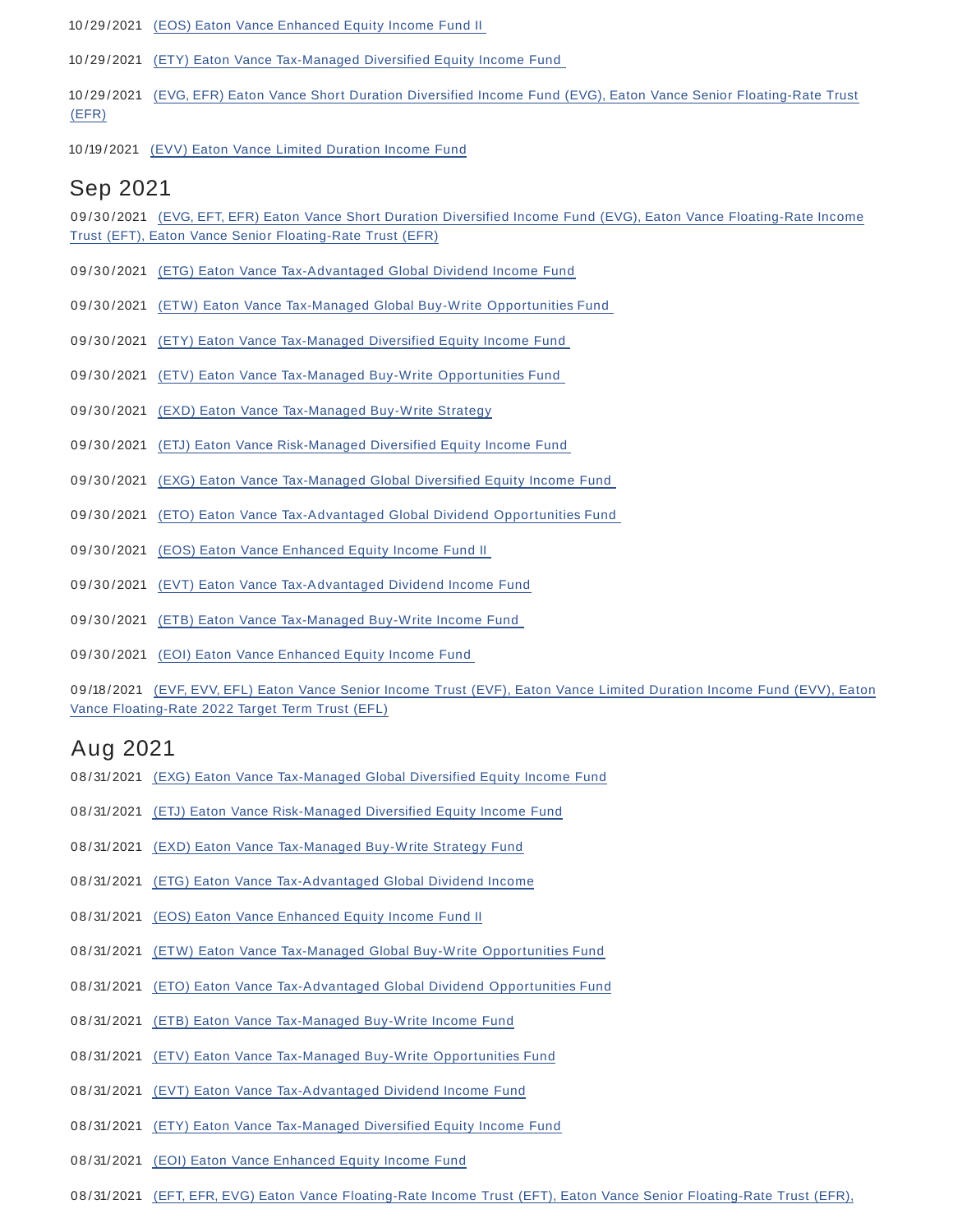10/29/2021 (EOS) Eaton Vance Enhanced Equity Income Fund II

10/29/2021 (ETY) Eaton Vance Tax-Managed Diversified Equity Income Fund

10/29/2021 (EVG, EFR) Eaton Vance Short Duration Diversified Income Fund (EVG), Eaton Vance Senior Floating-Rate Trust (EFR)

10/19/2021 (EVV) Eaton Vance Limited Duration Income Fund

## Sep 2021

09/30/2021 (EVG, EFT, EFR) Eaton Vance Short Duration Diversified Income Fund (EVG), Eaton Vance Floating-Rate Income Trust (EFT), Eaton Vance Senior Floating-Rate Trust (EFR)

09/30/2021 (ETG) Eaton Vance Tax-Advantaged Global Dividend Income Fund

09/30/2021 (ETW) Eaton Vance Tax-Managed Global Buy-Write Opportunities Fund

09/30/2021 (ETY) Eaton Vance Tax-Managed Diversified Equity Income Fund

09/30/2021 (ETV) Eaton Vance Tax-Managed Buy-Write Opportunities Fund

09/30/2021 (EXD) Eaton Vance Tax-Managed Buy-Write Strategy

09/30/2021 (ETJ) Eaton Vance Risk-Managed Diversified Equity Income Fund

09/30/2021 (EXG) Eaton Vance Tax-Managed Global Diversified Equity Income Fund

09/30/2021 (ETO) Eaton Vance Tax-Advantaged Global Dividend Opportunities Fund

09/30/2021 (EOS) Eaton Vance Enhanced Equity Income Fund II

09/30/2021 (EVT) Eaton Vance Tax-Advantaged Dividend Income Fund

09/30/2021 (ETB) Eaton Vance Tax-Managed Buy-Write Income Fund

09/30/2021 (EOI) Eaton Vance Enhanced Equity Income Fund

09/18/2021 (EVF, EVV, EFL) Eaton Vance Senior Income Trust (EVF), Eaton Vance Limited Duration Income Fund (EVV), Eaton Vance Floating-Rate 2022 Target Term Trust (EFL)

## Aug 2021

08/31/2021 (EXG) Eaton Vance Tax-Managed Global Diversified Equity Income Fund

08/31/2021 (ETJ) Eaton Vance Risk-Managed Diversified Equity Income Fund

08/31/2021 (EXD) Eaton Vance Tax-Managed Buy-Write Strategy Fund

08/31/2021 (ETG) Eaton Vance Tax-Advantaged Global Dividend Income

08/31/2021 (EOS) Eaton Vance Enhanced Equity Income Fund II

08/31/2021 (ETW) Eaton Vance Tax-Managed Global Buy-Write Opportunities Fund

08/31/2021 (ETO) Eaton Vance Tax-Advantaged Global Dividend Opportunities Fund

08/31/2021 (ETB) Eaton Vance Tax-Managed Buy-Write Income Fund

08/31/2021 (ETV) Eaton Vance Tax-Managed Buy-Write Opportunities Fund

08/31/2021 (EVT) Eaton Vance Tax-Advantaged Dividend Income Fund

08/31/2021 (ETY) Eaton Vance Tax-Managed Diversified Equity Income Fund

08/31/2021 (EOI) Eaton Vance Enhanced Equity Income Fund

08/31/2021 (EFT, EFR, EVG) Eaton Vance Floating-Rate Income Trust (EFT), Eaton Vance Senior Floating-Rate Trust (EFR),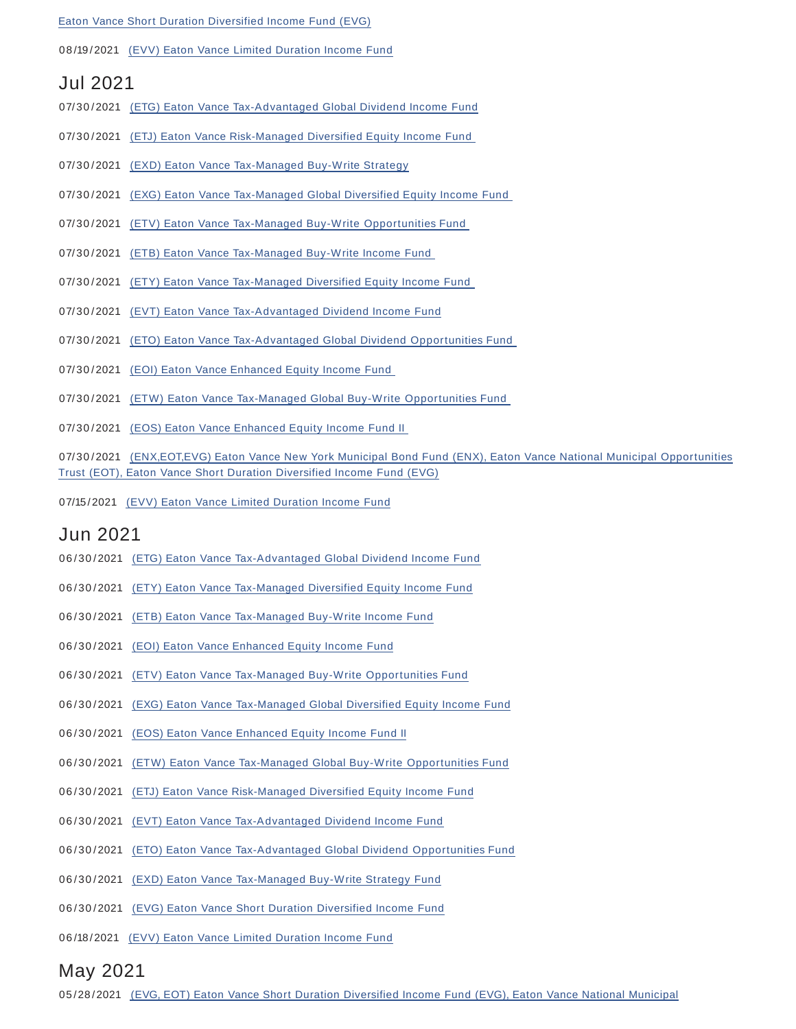Eaton Vance Short Duration Diversified Income Fund (EVG)

08/19/2021 (EVV) Eaton Vance Limited Duration Income Fund

## Jul 2021

07/30/2021 (ETG) Eaton Vance Tax-Advantaged Global Dividend Income Fund

07/30/2021 (ETJ) Eaton Vance Risk-Managed Diversified Equity Income Fund

07/30/2021 (EXD) Eaton Vance Tax-Managed Buy-Write Strategy

07/30/2021 (EXG) Eaton Vance Tax-Managed Global Diversified Equity Income Fund

07/30/2021 (ETV) Eaton Vance Tax-Managed Buy-Write Opportunities Fund

07/30/2021 (ETB) Eaton Vance Tax-Managed Buy-Write Income Fund

07/30/2021 (ETY) Eaton Vance Tax-Managed Diversified Equity Income Fund

07/30/2021 (EVT) Eaton Vance Tax-Advantaged Dividend Income Fund

07/30/2021 (ETO) Eaton Vance Tax-Advantaged Global Dividend Opportunities Fund

07/30/2021 (EOI) Eaton Vance Enhanced Equity Income Fund

07/30/2021 (ETW) Eaton Vance Tax-Managed Global Buy-Write Opportunities Fund

07/30/2021 (EOS) Eaton Vance Enhanced Equity Income Fund II

07/30/2021 (ENX,EOT,EVG) Eaton Vance New York Municipal Bond Fund (ENX), Eaton Vance National Municipal Opportunities Trust (EOT), Eaton Vance Short Duration Diversified Income Fund (EVG)

07/15/2021 (EVV) Eaton Vance Limited Duration Income Fund

## Jun 2021

06/30/2021 (ETG) Eaton Vance Tax-Advantaged Global Dividend Income Fund

06/30/2021 (ETY) Eaton Vance Tax-Managed Diversified Equity Income Fund

06/30/2021 (ETB) Eaton Vance Tax-Managed Buy-Write Income Fund

06/30/2021 (EOI) Eaton Vance Enhanced Equity Income Fund

06/30/2021 (ETV) Eaton Vance Tax-Managed Buy-Write Opportunities Fund

06/30/2021 (EXG) Eaton Vance Tax-Managed Global Diversified Equity Income Fund

06/30/2021 (EOS) Eaton Vance Enhanced Equity Income Fund II

06/30/2021 (ETW) Eaton Vance Tax-Managed Global Buy-Write Opportunities Fund

06/30/2021 (ETJ) Eaton Vance Risk-Managed Diversified Equity Income Fund

06/30/2021 (EVT) Eaton Vance Tax-Advantaged Dividend Income Fund

06/30/2021 (ETO) Eaton Vance Tax-Advantaged Global Dividend Opportunities Fund

06/30/2021 (EXD) Eaton Vance Tax-Managed Buy-Write Strategy Fund

06/30/2021 (EVG) Eaton Vance Short Duration Diversified Income Fund

06/18/2021 (EVV) Eaton Vance Limited Duration Income Fund

## May 2021

05/28/2021 (EVG, EOT) Eaton Vance Short Duration Diversified Income Fund (EVG), Eaton Vance National Municipal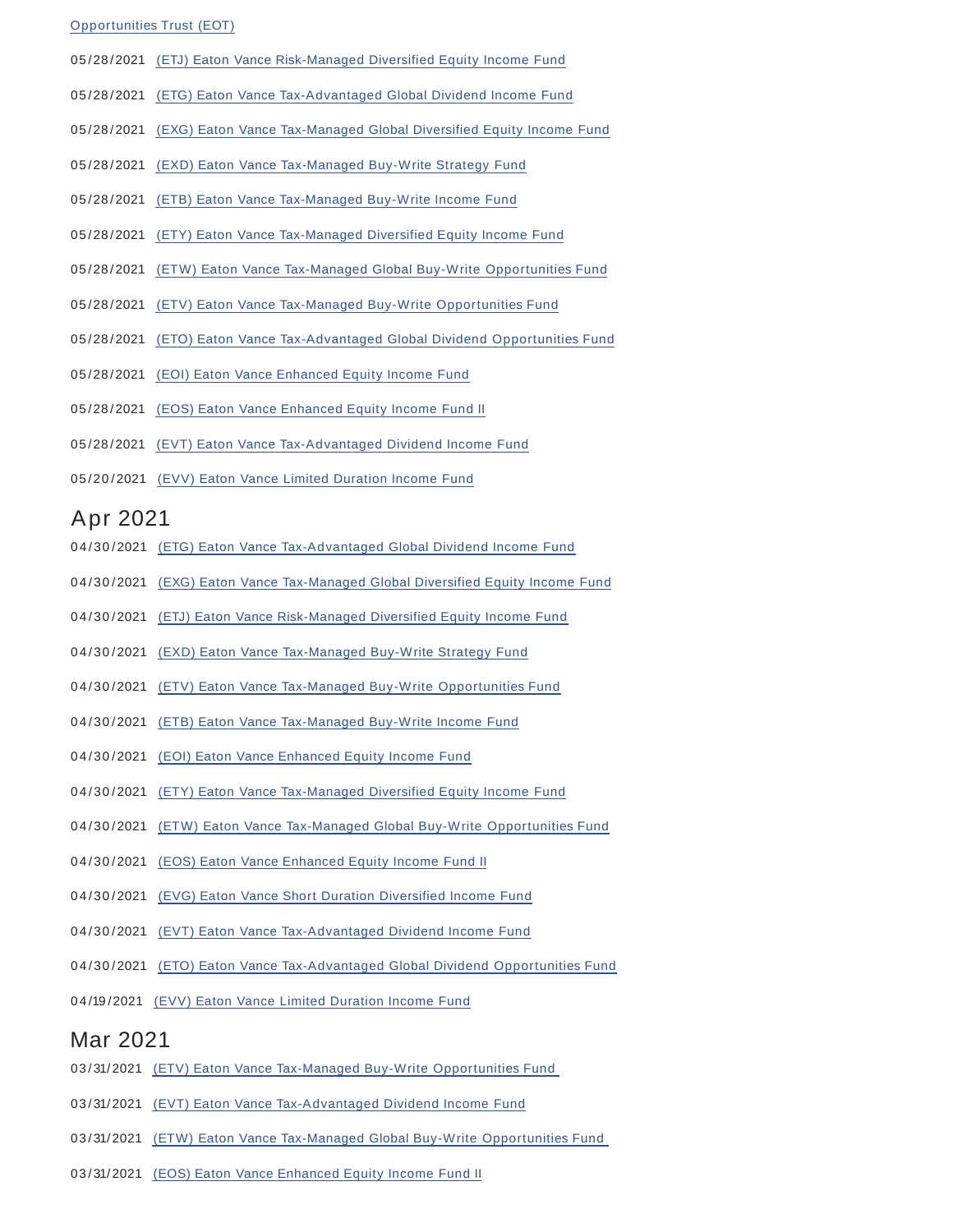Opportunities Trust (EOT)

05/28/2021 (ETJ) Eaton Vance Risk-Managed Diversified Equity Income Fund

05/28/2021 (ETG) Eaton Vance Tax-Advantaged Global Dividend Income Fund

05/28/2021 (EXG) Eaton Vance Tax-Managed Global Diversified Equity Income Fund

05/28/2021 (EXD) Eaton Vance Tax-Managed Buy-Write Strategy Fund

05/28/2021 (ETB) Eaton Vance Tax-Managed Buy-Write Income Fund

05/28/2021 (ETY) Eaton Vance Tax-Managed Diversified Equity Income Fund

05/28/2021 (ETW) Eaton Vance Tax-Managed Global Buy-Write Opportunities Fund

05/28/2021 (ETV) Eaton Vance Tax-Managed Buy-Write Opportunities Fund

05/28/2021 (ETO) Eaton Vance Tax-Advantaged Global Dividend Opportunities Fund

05/28/2021 (EOI) Eaton Vance Enhanced Equity Income Fund

05/28/2021 (EOS) Eaton Vance Enhanced Equity Income Fund II

05/28/2021 (EVT) Eaton Vance Tax-Advantaged Dividend Income Fund

05/20/2021 (EVV) Eaton Vance Limited Duration Income Fund

## Apr 2021

04/30/2021 (ETG) Eaton Vance Tax-Advantaged Global Dividend Income Fund

04/30/2021 (EXG) Eaton Vance Tax-Managed Global Diversified Equity Income Fund

04/30/2021 (ETJ) Eaton Vance Risk-Managed Diversified Equity Income Fund

04/30/2021 (EXD) Eaton Vance Tax-Managed Buy-Write Strategy Fund

04/30/2021 (ETV) Eaton Vance Tax-Managed Buy-Write Opportunities Fund

04/30/2021 (ETB) Eaton Vance Tax-Managed Buy-Write Income Fund

04/30/2021 (EOI) Eaton Vance Enhanced Equity Income Fund

04/30/2021 (ETY) Eaton Vance Tax-Managed Diversified Equity Income Fund

04/30/2021 (ETW) Eaton Vance Tax-Managed Global Buy-Write Opportunities Fund

04/30/2021 (EOS) Eaton Vance Enhanced Equity Income Fund II

04/30/2021 (EVG) Eaton Vance Short Duration Diversified Income Fund

04/30/2021 (EVT) Eaton Vance Tax-Advantaged Dividend Income Fund

04/30/2021 (ETO) Eaton Vance Tax-Advantaged Global Dividend Opportunities Fund

04/19/2021 (EVV) Eaton Vance Limited Duration Income Fund

## Mar 2021

03/31/2021 (ETV) Eaton Vance Tax-Managed Buy-Write Opportunities Fund

03/31/2021 (EVT) Eaton Vance Tax-Advantaged Dividend Income Fund

03/31/2021 (ETW) Eaton Vance Tax-Managed Global Buy-Write Opportunities Fund

03/31/2021 (EOS) Eaton Vance Enhanced Equity Income Fund II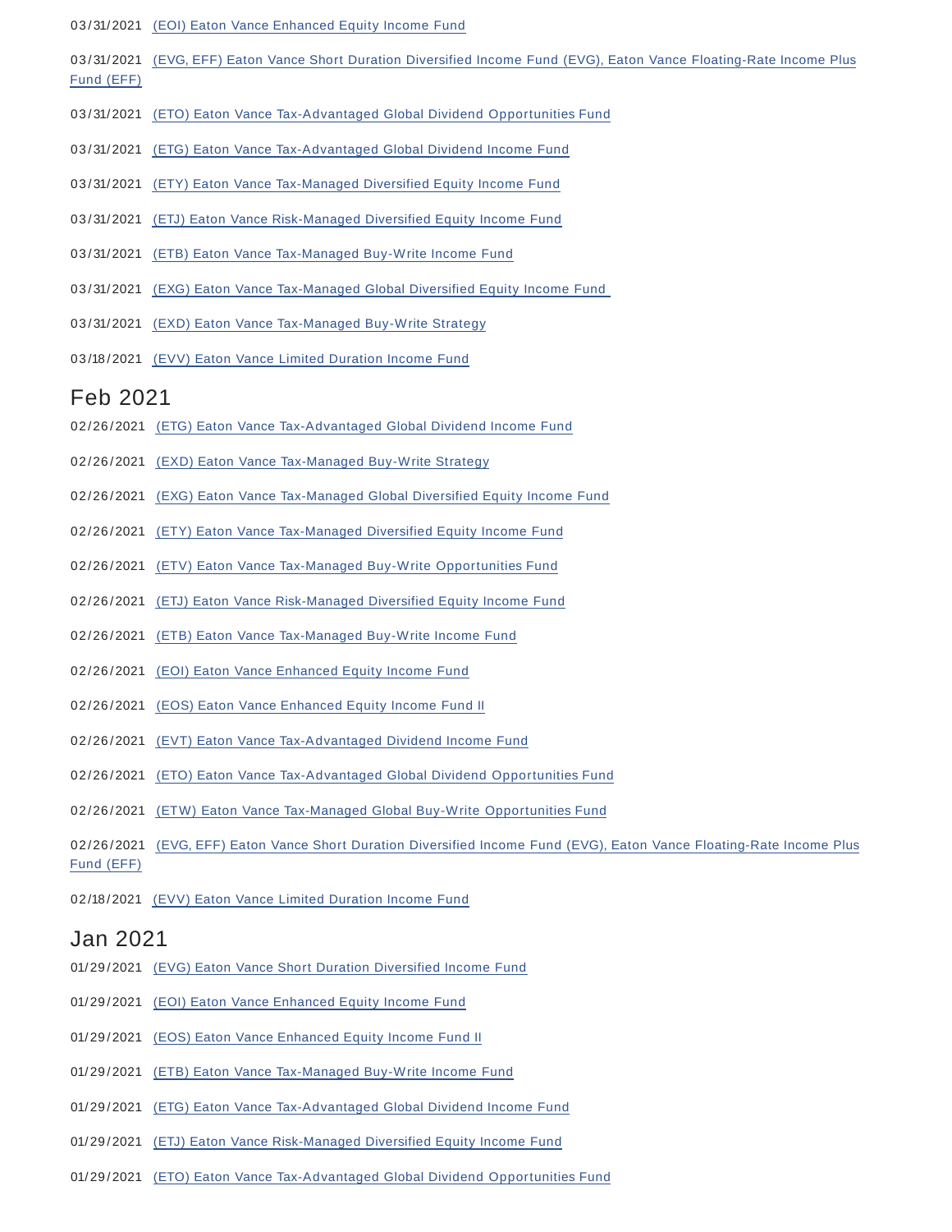03/31/2021 (EOI) Eaton Vance Enhanced Equity Income Fund

03/31/2021 (EVG, EFF) Eaton Vance Short Duration Diversified Income Fund (EVG), Eaton Vance Floating-Rate Income Plus Fund (EFF)

03/31/2021 (ETO) Eaton Vance Tax-Advantaged Global Dividend Opportunities Fund

03/31/2021 (ETG) Eaton Vance Tax-Advantaged Global Dividend Income Fund

03/31/2021 (ETY) Eaton Vance Tax-Managed Diversified Equity Income Fund

03/31/2021 (ETJ) Eaton Vance Risk-Managed Diversified Equity Income Fund

03/31/2021 (ETB) Eaton Vance Tax-Managed Buy-Write Income Fund

03/31/2021 (EXG) Eaton Vance Tax-Managed Global Diversified Equity Income Fund

03/31/2021 (EXD) Eaton Vance Tax-Managed Buy-Write Strategy

03/18/2021 (EVV) Eaton Vance Limited Duration Income Fund

## Feb 2021

02/26/2021 (ETG) Eaton Vance Tax-Advantaged Global Dividend Income Fund

02/26/2021 (EXD) Eaton Vance Tax-Managed Buy-Write Strategy

02/26/2021 (EXG) Eaton Vance Tax-Managed Global Diversified Equity Income Fund

02/26/2021 (ETY) Eaton Vance Tax-Managed Diversified Equity Income Fund

02/26/2021 (ETV) Eaton Vance Tax-Managed Buy-Write Opportunities Fund

02/26/2021 (ETJ) Eaton Vance Risk-Managed Diversified Equity Income Fund

02/26/2021 (ETB) Eaton Vance Tax-Managed Buy-Write Income Fund

02/26/2021 (EOI) Eaton Vance Enhanced Equity Income Fund

02/26/2021 (EOS) Eaton Vance Enhanced Equity Income Fund II

02/26/2021 (EVT) Eaton Vance Tax-Advantaged Dividend Income Fund

02/26/2021 (ETO) Eaton Vance Tax-Advantaged Global Dividend Opportunities Fund

02/26/2021 (ETW) Eaton Vance Tax-Managed Global Buy-Write Opportunities Fund

02/26/2021 (EVG, EFF) Eaton Vance Short Duration Diversified Income Fund (EVG), Eaton Vance Floating-Rate Income Plus Fund (EFF)

02/18/2021 (EVV) Eaton Vance Limited Duration Income Fund

## Jan 2021

01/29/2021 (EVG) Eaton Vance Short Duration Diversified Income Fund

01/29/2021 (EOI) Eaton Vance Enhanced Equity Income Fund

01/29/2021 (EOS) Eaton Vance Enhanced Equity Income Fund II

01/29/2021 (ETB) Eaton Vance Tax-Managed Buy-Write Income Fund

01/29/2021 (ETG) Eaton Vance Tax-Advantaged Global Dividend Income Fund

01/29/2021 (ETJ) Eaton Vance Risk-Managed Diversified Equity Income Fund

01/29/2021 (ETO) Eaton Vance Tax-Advantaged Global Dividend Opportunities Fund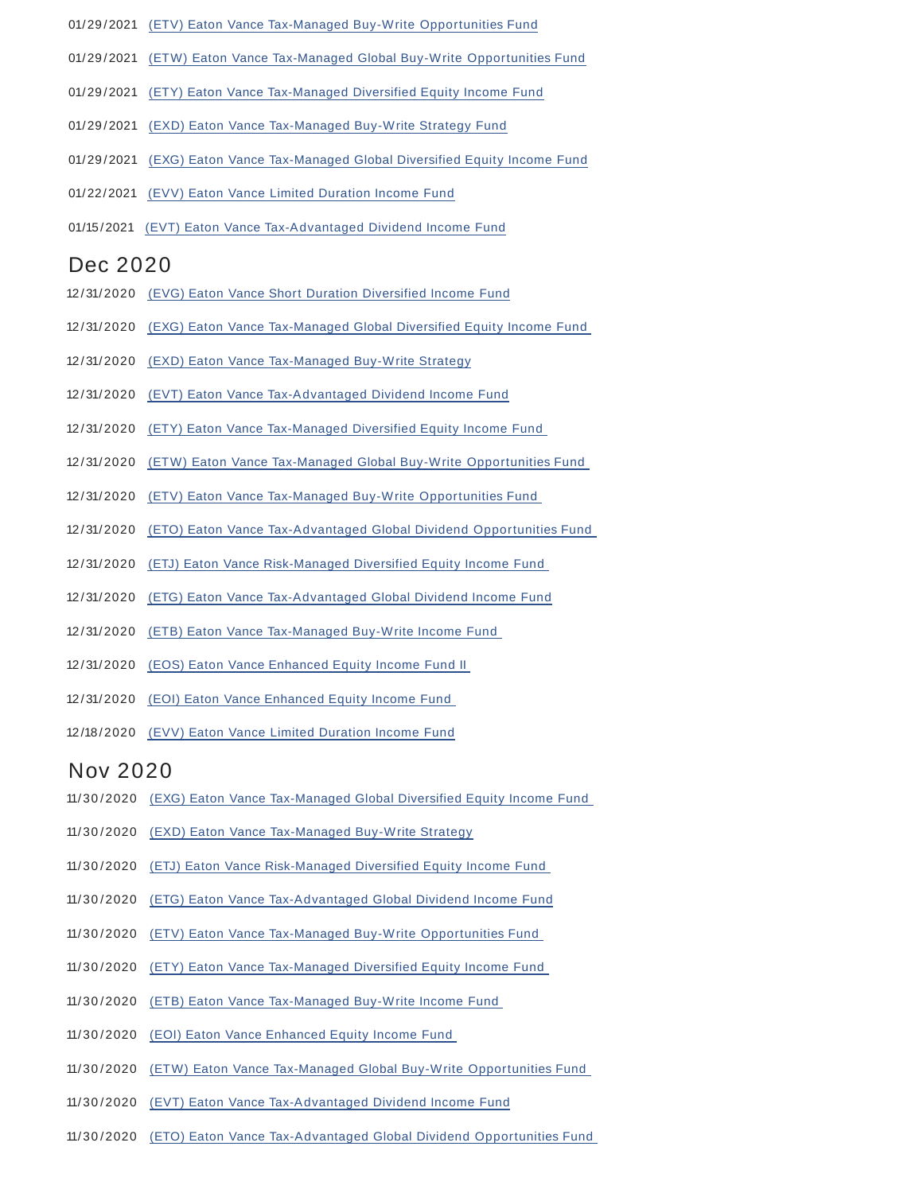01/29/2021 (ETV) Eaton Vance Tax-Managed Buy-Write Opportunities Fund

01/29/2021 (ETW) Eaton Vance Tax-Managed Global Buy-Write Opportunities Fund

01/29/2021 (ETY) Eaton Vance Tax-Managed Diversified Equity Income Fund

01/29/2021 (EXD) Eaton Vance Tax-Managed Buy-Write Strategy Fund

01/29/2021 (EXG) Eaton Vance Tax-Managed Global Diversified Equity Income Fund

01/22/2021 (EVV) Eaton Vance Limited Duration Income Fund

01/15/2021 (EVT) Eaton Vance Tax-Advantaged Dividend Income Fund

## Dec 2020

12/31/2020 (EVG) Eaton Vance Short Duration Diversified Income Fund

12/31/2020 (EXG) Eaton Vance Tax-Managed Global Diversified Equity Income Fund

12/31/2020 (EXD) Eaton Vance Tax-Managed Buy-Write Strategy

12/31/2020 (EVT) Eaton Vance Tax-Advantaged Dividend Income Fund

12/31/2020 (ETY) Eaton Vance Tax-Managed Diversified Equity Income Fund

12/31/2020 (ETW) Eaton Vance Tax-Managed Global Buy-Write Opportunities Fund

12/31/2020 (ETV) Eaton Vance Tax-Managed Buy-Write Opportunities Fund

12/31/2020 (ETO) Eaton Vance Tax-Advantaged Global Dividend Opportunities Fund

12/31/2020 (ETJ) Eaton Vance Risk-Managed Diversified Equity Income Fund

12/31/2020 (ETG) Eaton Vance Tax-Advantaged Global Dividend Income Fund

12/31/2020 (ETB) Eaton Vance Tax-Managed Buy-Write Income Fund

12/31/2020 (EOS) Eaton Vance Enhanced Equity Income Fund II

12/31/2020 (EOI) Eaton Vance Enhanced Equity Income Fund

12/18/2020 (EVV) Eaton Vance Limited Duration Income Fund

## Nov 2020

11/30/2020 (EXG) Eaton Vance Tax-Managed Global Diversified Equity Income Fund

11/30/2020 (EXD) Eaton Vance Tax-Managed Buy-Write Strategy

11/30/2020 (ETJ) Eaton Vance Risk-Managed Diversified Equity Income Fund

11/30/2020 (ETG) Eaton Vance Tax-Advantaged Global Dividend Income Fund

11/30/2020 (ETV) Eaton Vance Tax-Managed Buy-Write Opportunities Fund

11/30/2020 (ETY) Eaton Vance Tax-Managed Diversified Equity Income Fund

11/30/2020 (ETB) Eaton Vance Tax-Managed Buy-Write Income Fund

11/30/2020 (EOI) Eaton Vance Enhanced Equity Income Fund

11/30/2020 (ETW) Eaton Vance Tax-Managed Global Buy-Write Opportunities Fund

11/30/2020 (EVT) Eaton Vance Tax-Advantaged Dividend Income Fund

11/30/2020 (ETO) Eaton Vance Tax-Advantaged Global Dividend Opportunities Fund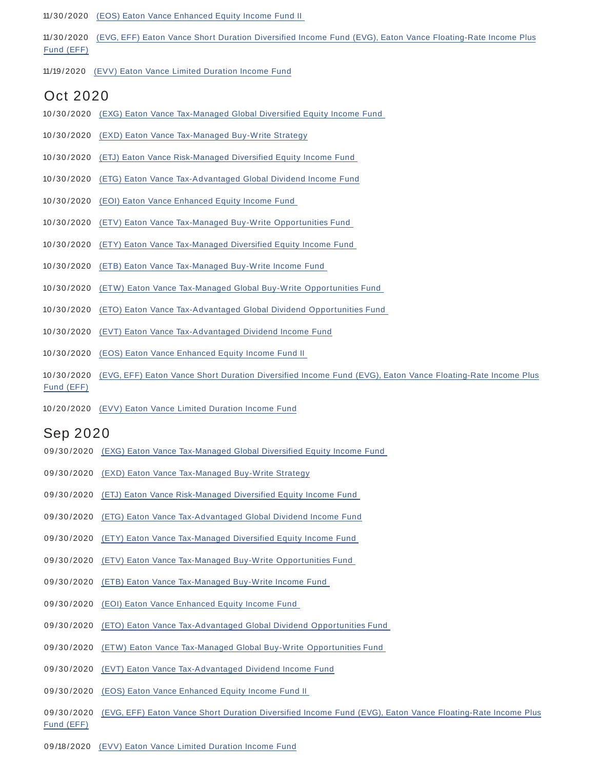11/30/2020 (EOS) Eaton Vance Enhanced Equity Income Fund II

11/30/2020 (EVG, EFF) Eaton Vance Short Duration Diversified Income Fund (EVG), Eaton Vance Floating-Rate Income Plus Fund (EFF)

11/19/2020 (EVV) Eaton Vance Limited Duration Income Fund

## Oct 2020

10/30/2020 (EXG) Eaton Vance Tax-Managed Global Diversified Equity Income Fund

10/30/2020 (EXD) Eaton Vance Tax-Managed Buy-Write Strategy

10/30/2020 (ETJ) Eaton Vance Risk-Managed Diversified Equity Income Fund

10/30/2020 (ETG) Eaton Vance Tax-Advantaged Global Dividend Income Fund

10/30/2020 (EOI) Eaton Vance Enhanced Equity Income Fund

10/30/2020 (ETV) Eaton Vance Tax-Managed Buy-Write Opportunities Fund

10/30/2020 (ETY) Eaton Vance Tax-Managed Diversified Equity Income Fund

10/30/2020 (ETB) Eaton Vance Tax-Managed Buy-Write Income Fund

10/30/2020 (ETW) Eaton Vance Tax-Managed Global Buy-Write Opportunities Fund

10/30/2020 (ETO) Eaton Vance Tax-Advantaged Global Dividend Opportunities Fund

10/30/2020 (EVT) Eaton Vance Tax-Advantaged Dividend Income Fund

10/30/2020 (EOS) Eaton Vance Enhanced Equity Income Fund II

10/30/2020 (EVG, EFF) Eaton Vance Short Duration Diversified Income Fund (EVG), Eaton Vance Floating-Rate Income Plus Fund (EFF)

10/20/2020 (EVV) Eaton Vance Limited Duration Income Fund

## Sep 2020

09/30/2020 (EXG) Eaton Vance Tax-Managed Global Diversified Equity Income Fund

09/30/2020 (EXD) Eaton Vance Tax-Managed Buy-Write Strategy

09/30/2020 (ETJ) Eaton Vance Risk-Managed Diversified Equity Income Fund

09/30/2020 (ETG) Eaton Vance Tax-Advantaged Global Dividend Income Fund

09/30/2020 (ETY) Eaton Vance Tax-Managed Diversified Equity Income Fund

09/30/2020 (ETV) Eaton Vance Tax-Managed Buy-Write Opportunities Fund

09/30/2020 (ETB) Eaton Vance Tax-Managed Buy-Write Income Fund

09/30/2020 (EOI) Eaton Vance Enhanced Equity Income Fund

09/30/2020 (ETO) Eaton Vance Tax-Advantaged Global Dividend Opportunities Fund

09/30/2020 (ETW) Eaton Vance Tax-Managed Global Buy-Write Opportunities Fund

09/30/2020 (EVT) Eaton Vance Tax-Advantaged Dividend Income Fund

09/30/2020 (EOS) Eaton Vance Enhanced Equity Income Fund II

09/30/2020 (EVG, EFF) Eaton Vance Short Duration Diversified Income Fund (EVG), Eaton Vance Floating-Rate Income Plus Fund (EFF)

09/18/2020 (EVV) Eaton Vance Limited Duration Income Fund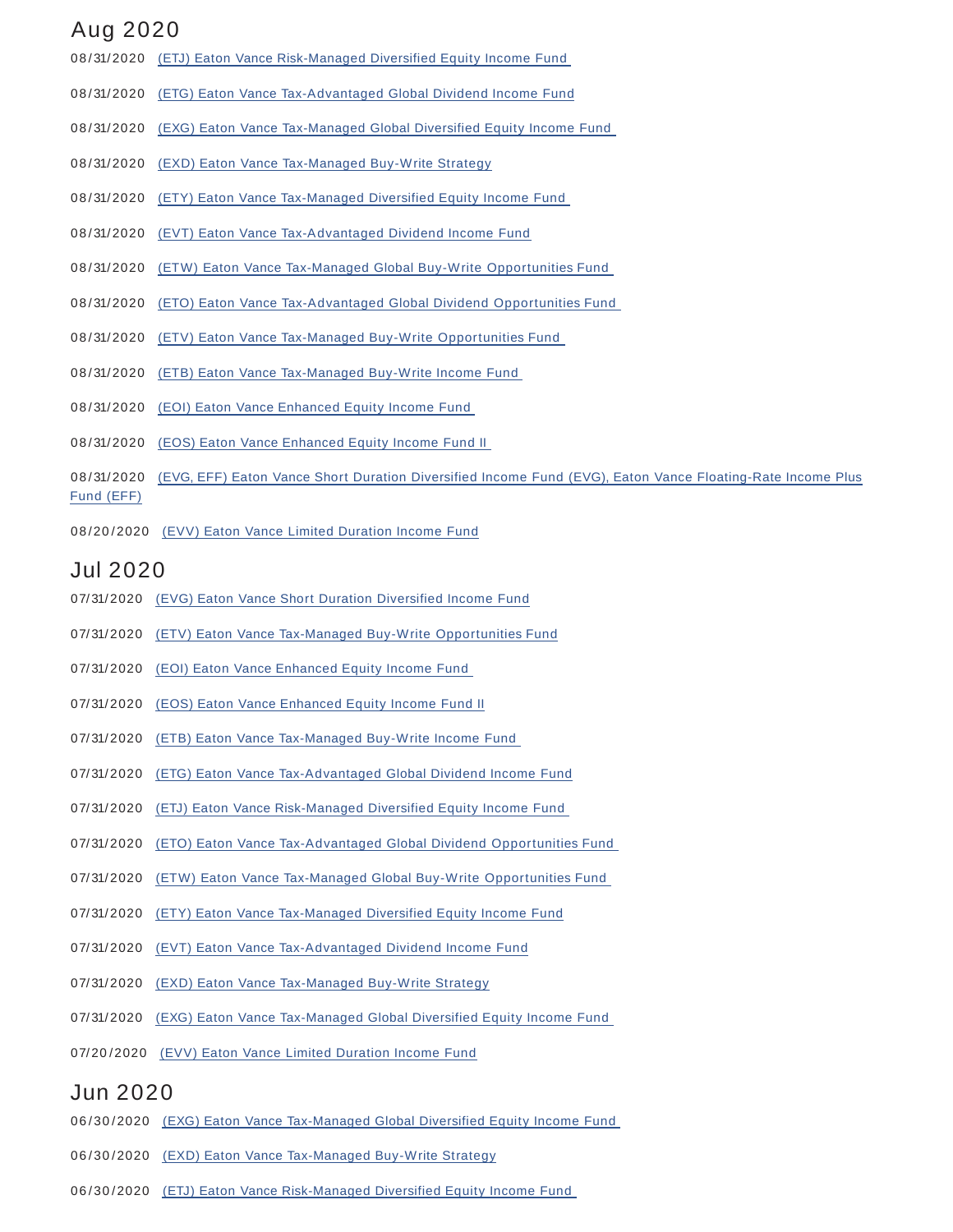## Aug 2020

08/31/2020 (ETJ) Eaton Vance Risk-Managed Diversified Equity Income Fund

08/31/2020 (ETG) Eaton Vance Tax-Advantaged Global Dividend Income Fund

08/31/2020 (EXG) Eaton Vance Tax-Managed Global Diversified Equity Income Fund

08/31/2020 (EXD) Eaton Vance Tax-Managed Buy-Write Strategy

08/31/2020 (ETY) Eaton Vance Tax-Managed Diversified Equity Income Fund

08/31/2020 (EVT) Eaton Vance Tax-Advantaged Dividend Income Fund

08/31/2020 (ETW) Eaton Vance Tax-Managed Global Buy-Write Opportunities Fund

08/31/2020 (ETO) Eaton Vance Tax-Advantaged Global Dividend Opportunities Fund

08/31/2020 (ETV) Eaton Vance Tax-Managed Buy-Write Opportunities Fund

08/31/2020 (ETB) Eaton Vance Tax-Managed Buy-Write Income Fund

08/31/2020 (EOI) Eaton Vance Enhanced Equity Income Fund

08/31/2020 (EOS) Eaton Vance Enhanced Equity Income Fund II

08/31/2020 (EVG, EFF) Eaton Vance Short Duration Diversified Income Fund (EVG), Eaton Vance Floating-Rate Income Plus Fund (EFF)

08/20/2020 (EVV) Eaton Vance Limited Duration Income Fund

## Jul 2020

07/31/2020 (EVG) Eaton Vance Short Duration Diversified Income Fund

07/31/2020 (ETV) Eaton Vance Tax-Managed Buy-Write Opportunities Fund

07/31/2020 (EOI) Eaton Vance Enhanced Equity Income Fund

07/31/2020 (EOS) Eaton Vance Enhanced Equity Income Fund II

07/31/2020 (ETB) Eaton Vance Tax-Managed Buy-Write Income Fund

07/31/2020 (ETG) Eaton Vance Tax-Advantaged Global Dividend Income Fund

07/31/2020 (ETJ) Eaton Vance Risk-Managed Diversified Equity Income Fund

07/31/2020 (ETO) Eaton Vance Tax-Advantaged Global Dividend Opportunities Fund

07/31/2020 (ETW) Eaton Vance Tax-Managed Global Buy-Write Opportunities Fund

07/31/2020 (ETY) Eaton Vance Tax-Managed Diversified Equity Income Fund

07/31/2020 (EVT) Eaton Vance Tax-Advantaged Dividend Income Fund

07/31/2020 (EXD) Eaton Vance Tax-Managed Buy-Write Strategy

07/31/2020 (EXG) Eaton Vance Tax-Managed Global Diversified Equity Income Fund

07/20/2020 (EVV) Eaton Vance Limited Duration Income Fund

## Jun 2020

06/30/2020 (EXG) Eaton Vance Tax-Managed Global Diversified Equity Income Fund

06/30/2020 (EXD) Eaton Vance Tax-Managed Buy-Write Strategy

06/30/2020 (ETJ) Eaton Vance Risk-Managed Diversified Equity Income Fund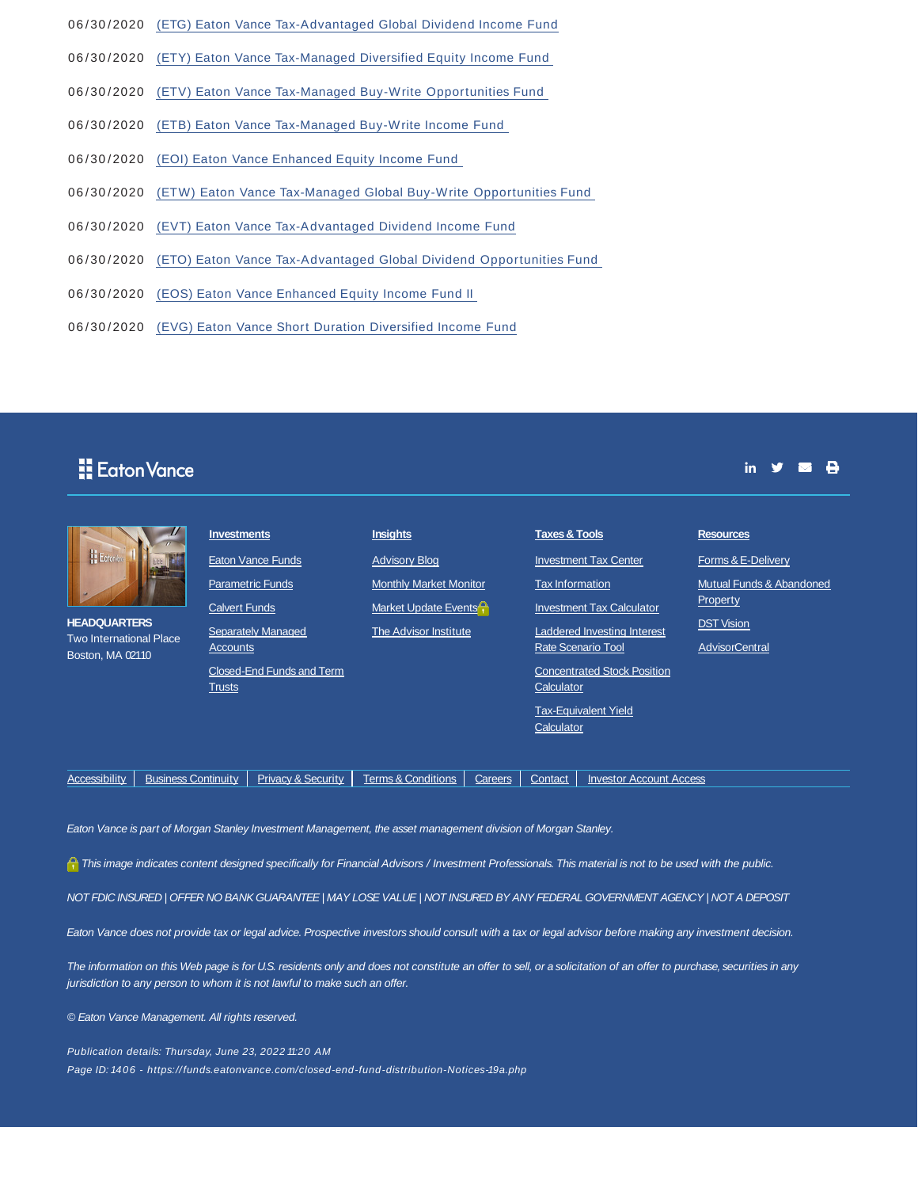06/30/2020 (ETG) Eaton Vance Tax-Advantaged Global Dividend Income Fund

06/30/2020 (ETY) Eaton Vance Tax-Managed Diversified Equity Income Fund

06/30/2020 (ETV) Eaton Vance Tax-Managed Buy-Write Opportunities Fund

06/30/2020 (ETB) Eaton Vance Tax-Managed Buy-Write Income Fund

06/30/2020 (EOI) Eaton Vance Enhanced Equity Income Fund

06/30/2020 (ETW) Eaton Vance Tax-Managed Global Buy-Write Opportunities Fund

06/30/2020 (EVT) Eaton Vance Tax-Advantaged Dividend Income Fund

06/30/2020 (ETO) Eaton Vance Tax-Advantaged Global Dividend Opportunities Fund

06/30/2020 (EOS) Eaton Vance Enhanced Equity Income Fund II

06/30/2020 (EVG) Eaton Vance Short Duration Diversified Income Fund

Eaton Vance

**HEADQUARTERS**
Two International Place
Boston, MA 02110

**Investments**
- Eaton Vance Funds
- Parametric Funds
- Calvert Funds
- Separately Managed Accounts
- Closed-End Funds and Term Trusts

**Insights**
- Advisory Blog
- Monthly Market Monitor
- Market Update Events
- The Advisor Institute

**Taxes & Tools**
- Investment Tax Center
- Tax Information
- Investment Tax Calculator
- Laddered Investing Interest Rate Scenario Tool
- Concentrated Stock Position Calculator
- Tax-Equivalent Yield Calculator

**Resources**
- Forms & E-Delivery
- Mutual Funds & Abandoned Property
- DST Vision
- AdvisorCentral

Accessibility | Business Continuity | Privacy & Security | Terms & Conditions | Careers | Contact | Investor Account Access

*Eaton Vance is part of Morgan Stanley Investment Management, the asset management division of Morgan Stanley.*

*This image indicates content designed specifically for Financial Advisors / Investment Professionals. This material is not to be used with the public.*

*NOT FDIC INSURED | OFFER NO BANK GUARANTEE | MAY LOSE VALUE | NOT INSURED BY ANY FEDERAL GOVERNMENT AGENCY | NOT A DEPOSIT*

*Eaton Vance does not provide tax or legal advice. Prospective investors should consult with a tax or legal advisor before making any investment decision.*

*The information on this Web page is for U.S. residents only and does not constitute an offer to sell, or a solicitation of an offer to purchase, securities in any jurisdiction to any person to whom it is not lawful to make such an offer.*

*© Eaton Vance Management. All rights reserved.*

*Publication details: Thursday, June 23, 2022 11:20 AM*
*Page ID: 1406 - https://funds.eatonvance.com/closed-end-fund-distribution-Notices-19a.php*